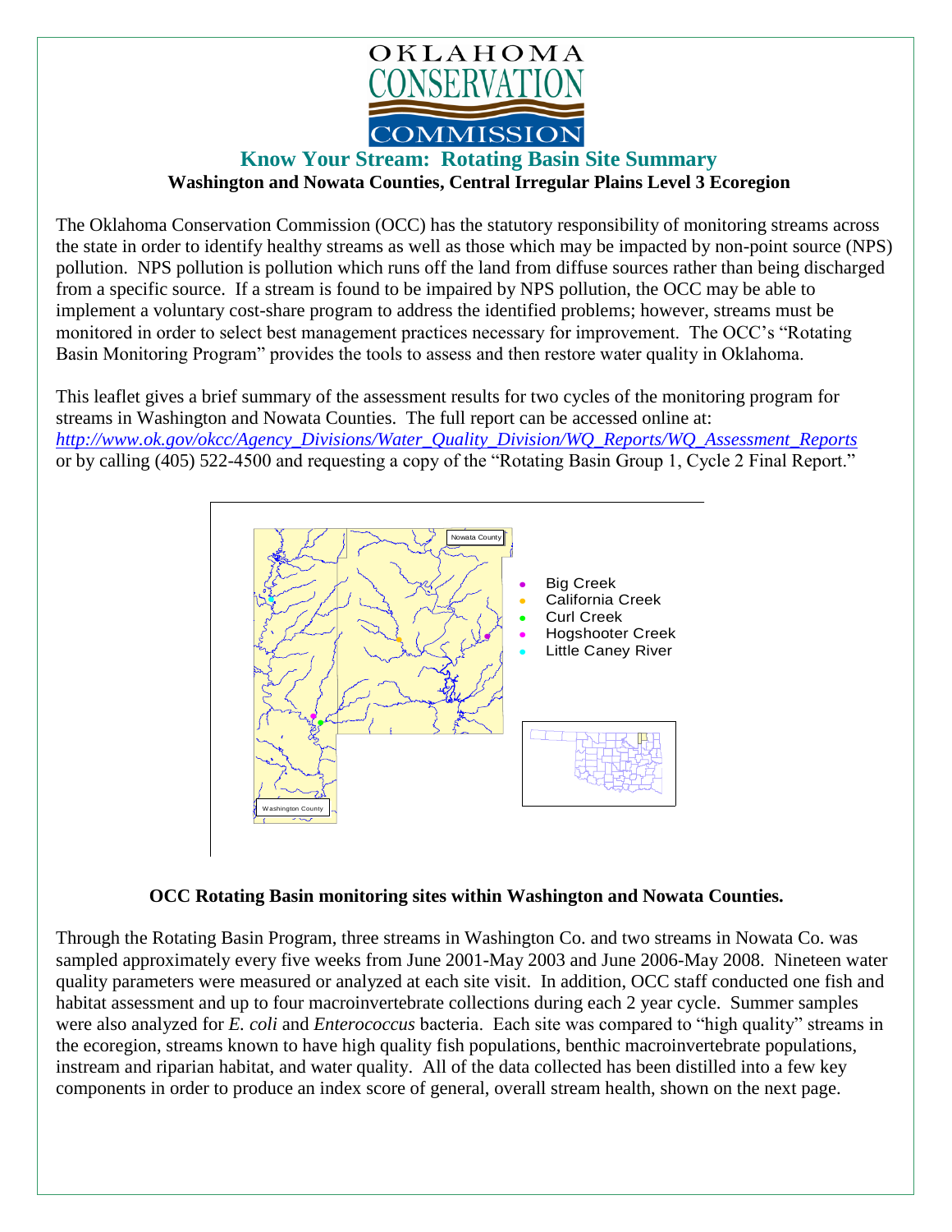# OKLAHOMA CONSERVATION COMMISSION

## Know Your Stream: Rotating Basin Site Summary

**Washington and Nowata Counties, Central Irregular Plains Level 3 Ecoregion**

The Oklahoma Conservation Commission (OCC) has the statutory responsibility of monitoring streams across the state in order to identify healthy streams as well as those which may be impacted by non-point source (NPS) pollution. NPS pollution is pollution which runs off the land from diffuse sources rather than being discharged from a specific source. If a stream is found to be impaired by NPS pollution, the OCC may be able to implement a voluntary cost-share program to address the identified problems; however, streams must be monitored in order to select best management practices necessary for improvement. The OCC's "Rotating Basin Monitoring Program" provides the tools to assess and then restore water quality in Oklahoma.

This leaflet gives a brief summary of the assessment results for two cycles of the monitoring program for streams in Washington and Nowata Counties. The full report can be accessed online at: *http://www.ok.gov/okcc/Agency_Divisions/Water_Quality_Division/WQ_Reports/WQ_Assessment_Reports* or by calling (405) 522-4500 and requesting a copy of the "Rotating Basin Group 1, Cycle 2 Final Report."

Nowata County

Washington County

- Big Creek
- California Creek
- Curl Creek
- Hogshooter Creek
- Little Caney River

**OCC Rotating Basin monitoring sites within Washington and Nowata Counties.**

Through the Rotating Basin Program, three streams in Washington Co. and two streams in Nowata Co. was sampled approximately every five weeks from June 2001-May 2003 and June 2006-May 2008. Nineteen water quality parameters were measured or analyzed at each site visit. In addition, OCC staff conducted one fish and habitat assessment and up to four macroinvertebrate collections during each 2 year cycle. Summer samples were also analyzed for *E. coli* and *Enterococcus* bacteria. Each site was compared to "high quality" streams in the ecoregion, streams known to have high quality fish populations, benthic macroinvertebrate populations, instream and riparian habitat, and water quality. All of the data collected has been distilled into a few key components in order to produce an index score of general, overall stream health, shown on the next page.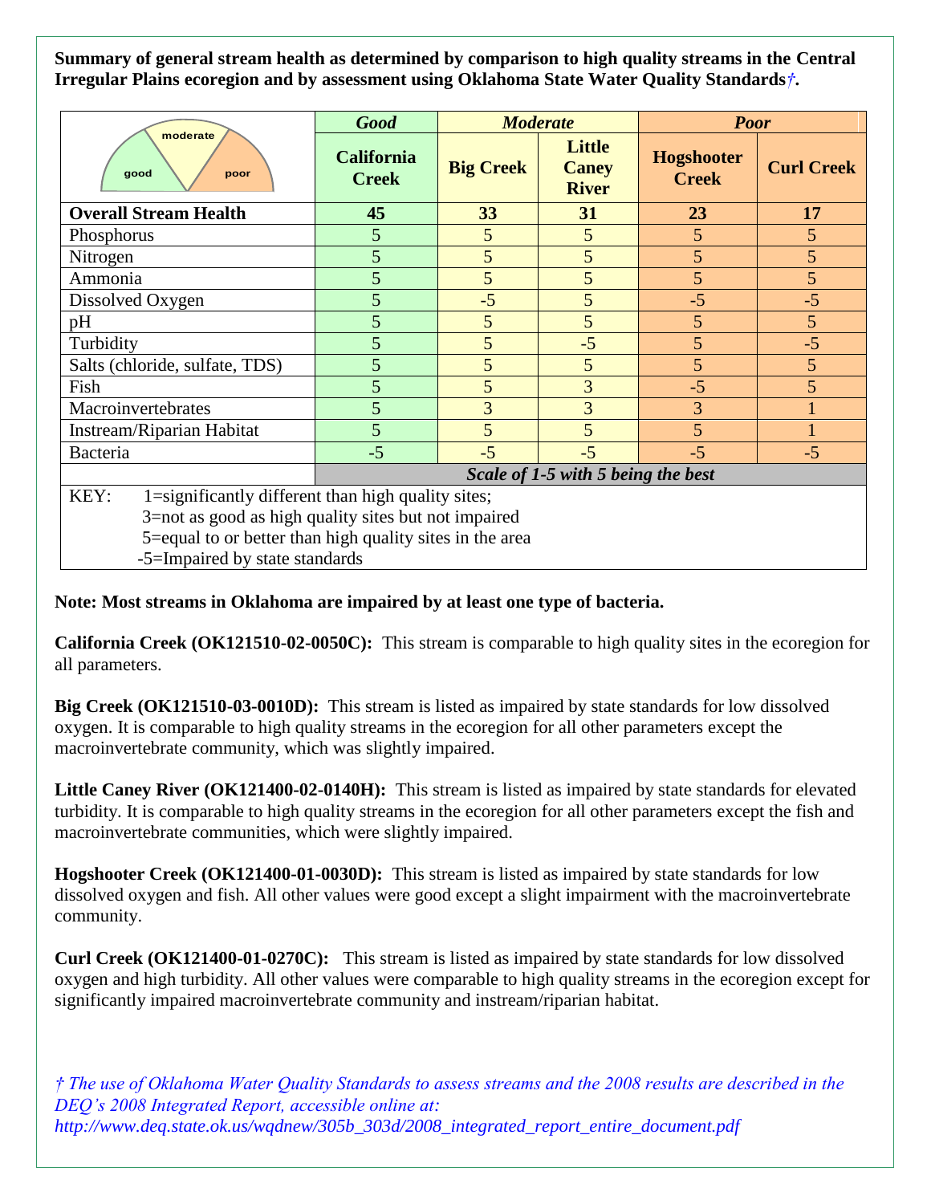**Summary of general stream health as determined by comparison to high quality streams in the Central Irregular Plains ecoregion and by assessment using Oklahoma State Water Quality Standards*†*.**

| | *Good* | *Moderate* | | *Poor* | |
|---|---|---|---|---|---|
| | **California Creek** | **Big Creek** | **Little Caney River** | **Hogshooter Creek** | **Curl Creek** |
| **Overall Stream Health** | **45** | **33** | **31** | **23** | **17** |
| Phosphorus | 5 | 5 | 5 | 5 | 5 |
| Nitrogen | 5 | 5 | 5 | 5 | 5 |
| Ammonia | 5 | 5 | 5 | 5 | 5 |
| Dissolved Oxygen | 5 | -5 | 5 | -5 | -5 |
| pH | 5 | 5 | 5 | 5 | 5 |
| Turbidity | 5 | 5 | -5 | 5 | -5 |
| Salts (chloride, sulfate, TDS) | 5 | 5 | 5 | 5 | 5 |
| Fish | 5 | 5 | 3 | -5 | 5 |
| Macroinvertebrates | 5 | 3 | 3 | 3 | 1 |
| Instream/Riparian Habitat | 5 | 5 | 5 | 5 | 1 |
| Bacteria | -5 | -5 | -5 | -5 | -5 |
| | ***Scale of 1-5 with 5 being the best*** | | | | |

KEY:
1=significantly different than high quality sites;
3=not as good as high quality sites but not impaired
5=equal to or better than high quality sites in the area
-5=Impaired by state standards

**Note: Most streams in Oklahoma are impaired by at least one type of bacteria.**

**California Creek (OK121510-02-0050C):** This stream is comparable to high quality sites in the ecoregion for all parameters.

**Big Creek (OK121510-03-0010D):** This stream is listed as impaired by state standards for low dissolved oxygen. It is comparable to high quality streams in the ecoregion for all other parameters except the macroinvertebrate community, which was slightly impaired.

**Little Caney River (OK121400-02-0140H):** This stream is listed as impaired by state standards for elevated turbidity. It is comparable to high quality streams in the ecoregion for all other parameters except the fish and macroinvertebrate communities, which were slightly impaired.

**Hogshooter Creek (OK121400-01-0030D):** This stream is listed as impaired by state standards for low dissolved oxygen and fish. All other values were good except a slight impairment with the macroinvertebrate community.

**Curl Creek (OK121400-01-0270C):** This stream is listed as impaired by state standards for low dissolved oxygen and high turbidity. All other values were comparable to high quality streams in the ecoregion except for significantly impaired macroinvertebrate community and instream/riparian habitat.

*† The use of Oklahoma Water Quality Standards to assess streams and the 2008 results are described in the DEQ's 2008 Integrated Report, accessible online at: http://www.deq.state.ok.us/wqdnew/305b_303d/2008_integrated_report_entire_document.pdf*